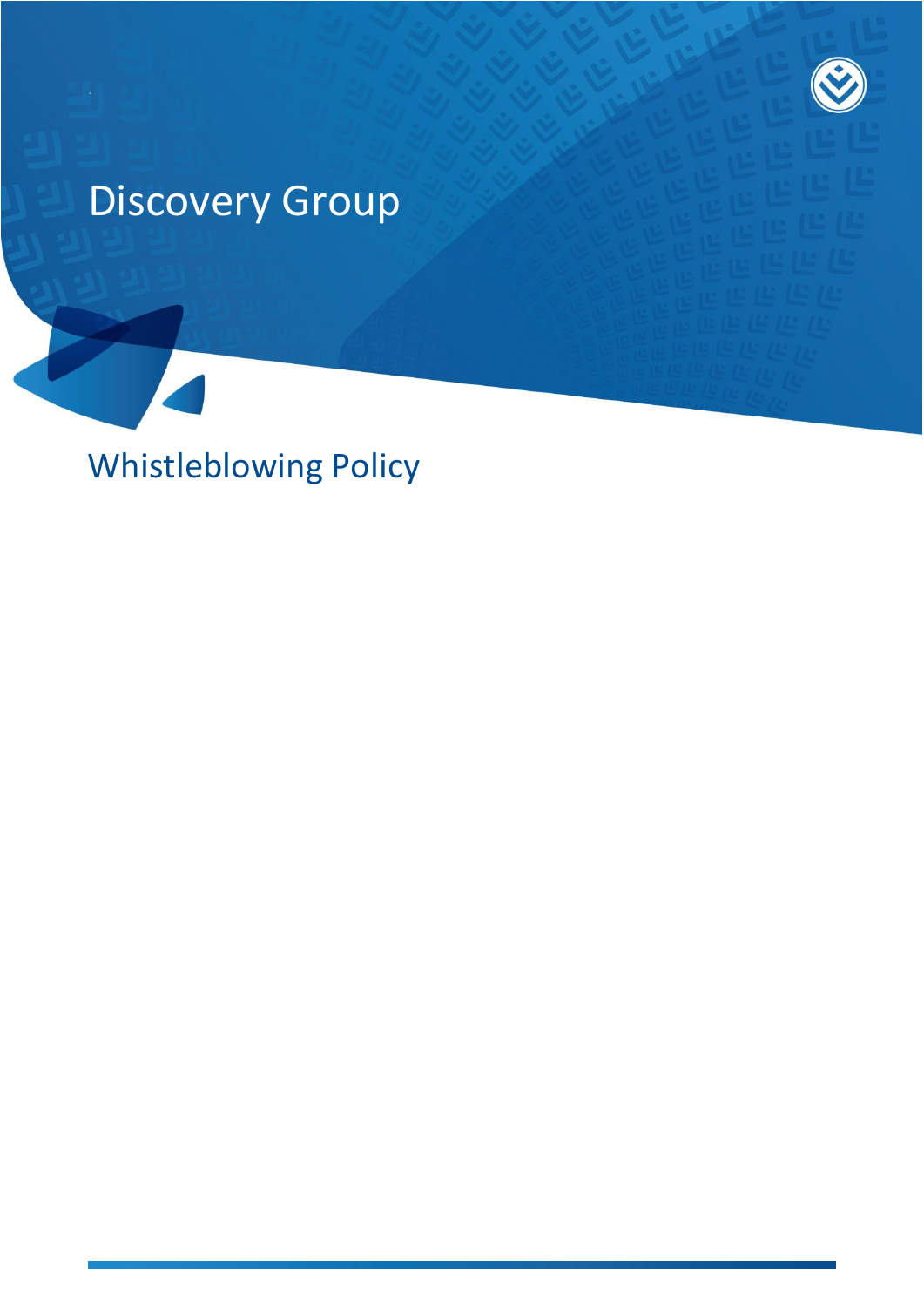# Discovery Group

## Whistleblowing Policy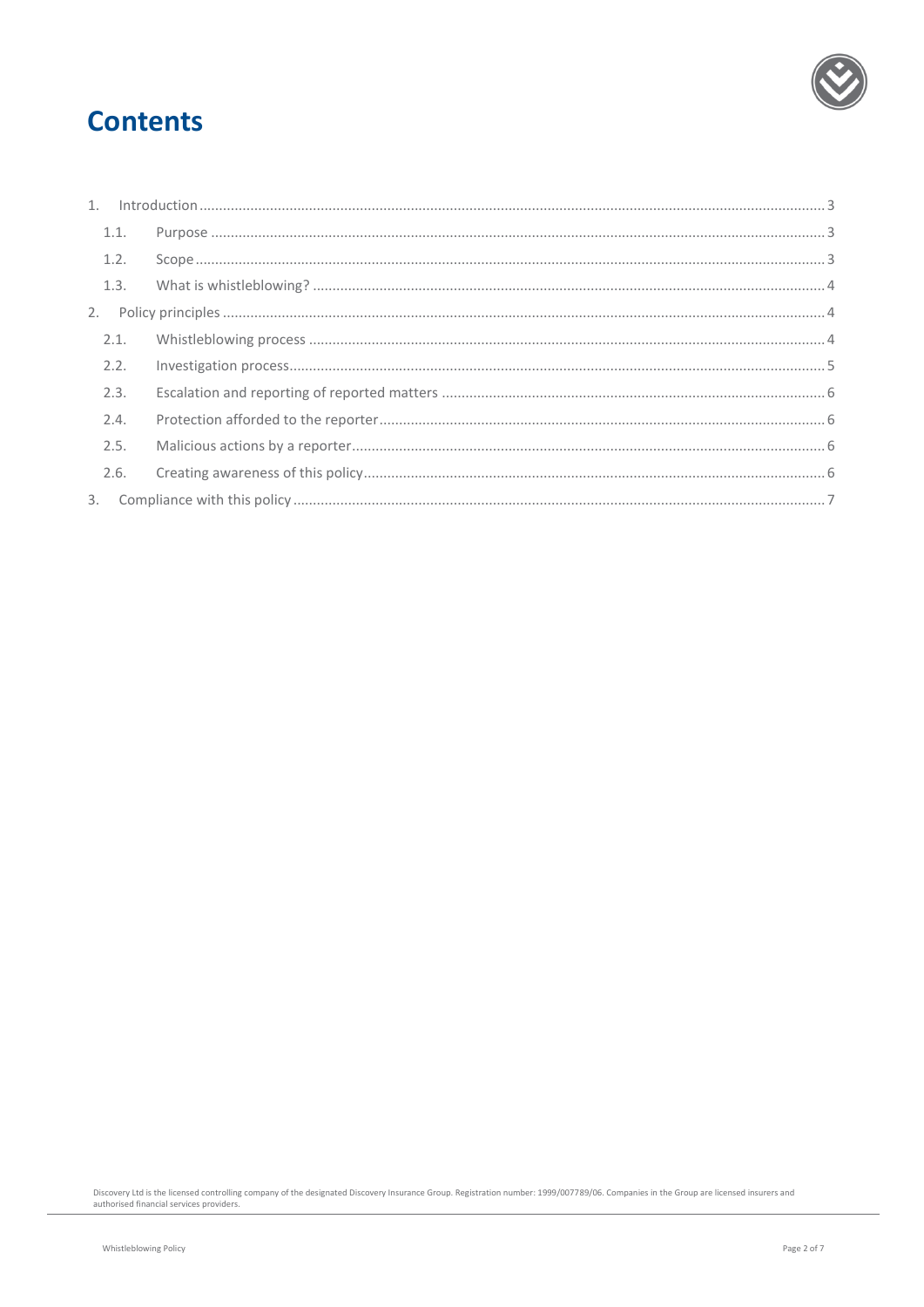# Contents

1. Introduction ..... 3
   - 1.1. Purpose ..... 3
   - 1.2. Scope ..... 3
   - 1.3. What is whistleblowing? ..... 4
2. Policy principles ..... 4
   - 2.1. Whistleblowing process ..... 4
   - 2.2. Investigation process ..... 5
   - 2.3. Escalation and reporting of reported matters ..... 6
   - 2.4. Protection afforded to the reporter ..... 6
   - 2.5. Malicious actions by a reporter ..... 6
   - 2.6. Creating awareness of this policy ..... 6
3. Compliance with this policy ..... 7

Discovery Ltd is the licensed controlling company of the designated Discovery Insurance Group. Registration number: 1999/007789/06. Companies in the Group are licensed insurers and authorised financial services providers.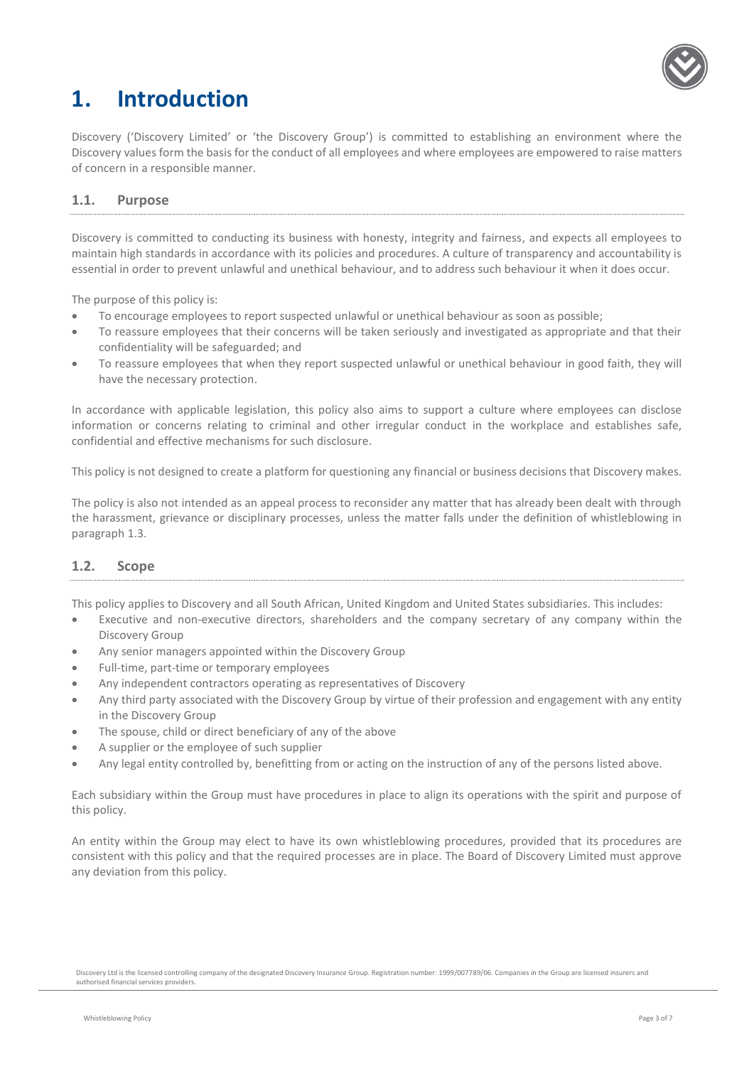# 1. Introduction

Discovery ('Discovery Limited' or 'the Discovery Group') is committed to establishing an environment where the Discovery values form the basis for the conduct of all employees and where employees are empowered to raise matters of concern in a responsible manner.

## 1.1. Purpose

Discovery is committed to conducting its business with honesty, integrity and fairness, and expects all employees to maintain high standards in accordance with its policies and procedures. A culture of transparency and accountability is essential in order to prevent unlawful and unethical behaviour, and to address such behaviour it when it does occur.

The purpose of this policy is:

- To encourage employees to report suspected unlawful or unethical behaviour as soon as possible;
- To reassure employees that their concerns will be taken seriously and investigated as appropriate and that their confidentiality will be safeguarded; and
- To reassure employees that when they report suspected unlawful or unethical behaviour in good faith, they will have the necessary protection.

In accordance with applicable legislation, this policy also aims to support a culture where employees can disclose information or concerns relating to criminal and other irregular conduct in the workplace and establishes safe, confidential and effective mechanisms for such disclosure.

This policy is not designed to create a platform for questioning any financial or business decisions that Discovery makes.

The policy is also not intended as an appeal process to reconsider any matter that has already been dealt with through the harassment, grievance or disciplinary processes, unless the matter falls under the definition of whistleblowing in paragraph 1.3.

## 1.2. Scope

This policy applies to Discovery and all South African, United Kingdom and United States subsidiaries. This includes:

- Executive and non-executive directors, shareholders and the company secretary of any company within the Discovery Group
- Any senior managers appointed within the Discovery Group
- Full-time, part-time or temporary employees
- Any independent contractors operating as representatives of Discovery
- Any third party associated with the Discovery Group by virtue of their profession and engagement with any entity in the Discovery Group
- The spouse, child or direct beneficiary of any of the above
- A supplier or the employee of such supplier
- Any legal entity controlled by, benefitting from or acting on the instruction of any of the persons listed above.

Each subsidiary within the Group must have procedures in place to align its operations with the spirit and purpose of this policy.

An entity within the Group may elect to have its own whistleblowing procedures, provided that its procedures are consistent with this policy and that the required processes are in place. The Board of Discovery Limited must approve any deviation from this policy.

Discovery Ltd is the licensed controlling company of the designated Discovery Insurance Group. Registration number: 1999/007789/06. Companies in the Group are licensed insurers and authorised financial services providers.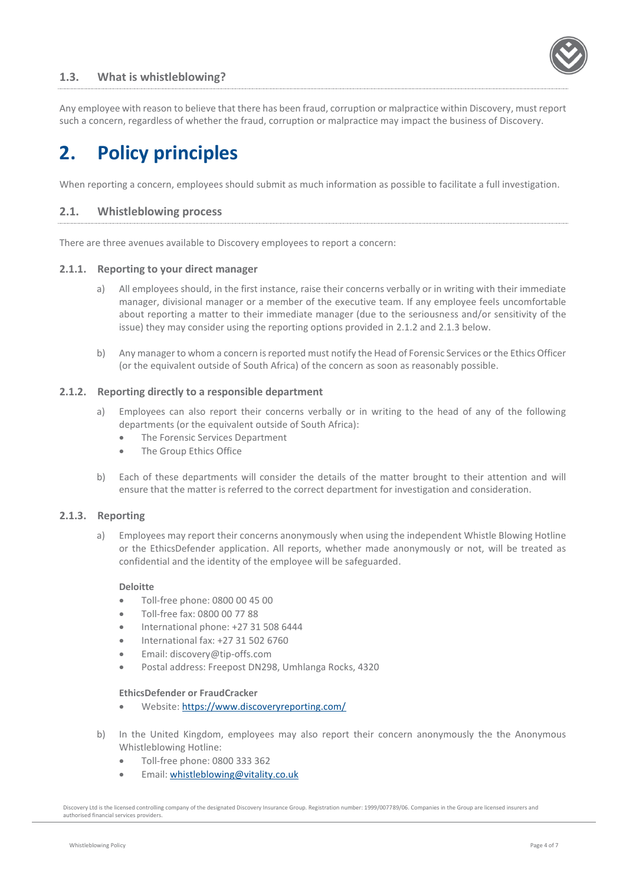### 1.3. What is whistleblowing?

Any employee with reason to believe that there has been fraud, corruption or malpractice within Discovery, must report such a concern, regardless of whether the fraud, corruption or malpractice may impact the business of Discovery.

# 2. Policy principles

When reporting a concern, employees should submit as much information as possible to facilitate a full investigation.

### 2.1. Whistleblowing process

There are three avenues available to Discovery employees to report a concern:

#### 2.1.1. Reporting to your direct manager

a) All employees should, in the first instance, raise their concerns verbally or in writing with their immediate manager, divisional manager or a member of the executive team. If any employee feels uncomfortable about reporting a matter to their immediate manager (due to the seriousness and/or sensitivity of the issue) they may consider using the reporting options provided in 2.1.2 and 2.1.3 below.

b) Any manager to whom a concern is reported must notify the Head of Forensic Services or the Ethics Officer (or the equivalent outside of South Africa) of the concern as soon as reasonably possible.

#### 2.1.2. Reporting directly to a responsible department

a) Employees can also report their concerns verbally or in writing to the head of any of the following departments (or the equivalent outside of South Africa):
   - The Forensic Services Department
   - The Group Ethics Office

b) Each of these departments will consider the details of the matter brought to their attention and will ensure that the matter is referred to the correct department for investigation and consideration.

#### 2.1.3. Reporting

a) Employees may report their concerns anonymously when using the independent Whistle Blowing Hotline or the EthicsDefender application. All reports, whether made anonymously or not, will be treated as confidential and the identity of the employee will be safeguarded.

   **Deloitte**
   - Toll-free phone: 0800 00 45 00
   - Toll-free fax: 0800 00 77 88
   - International phone: +27 31 508 6444
   - International fax: +27 31 502 6760
   - Email: discovery@tip-offs.com
   - Postal address: Freepost DN298, Umhlanga Rocks, 4320

   **EthicsDefender or FraudCracker**
   - Website: https://www.discoveryreporting.com/

b) In the United Kingdom, employees may also report their concern anonymously the the Anonymous Whistleblowing Hotline:
   - Toll-free phone: 0800 333 362
   - Email: whistleblowing@vitality.co.uk

Discovery Ltd is the licensed controlling company of the designated Discovery Insurance Group. Registration number: 1999/007789/06. Companies in the Group are licensed insurers and authorised financial services providers.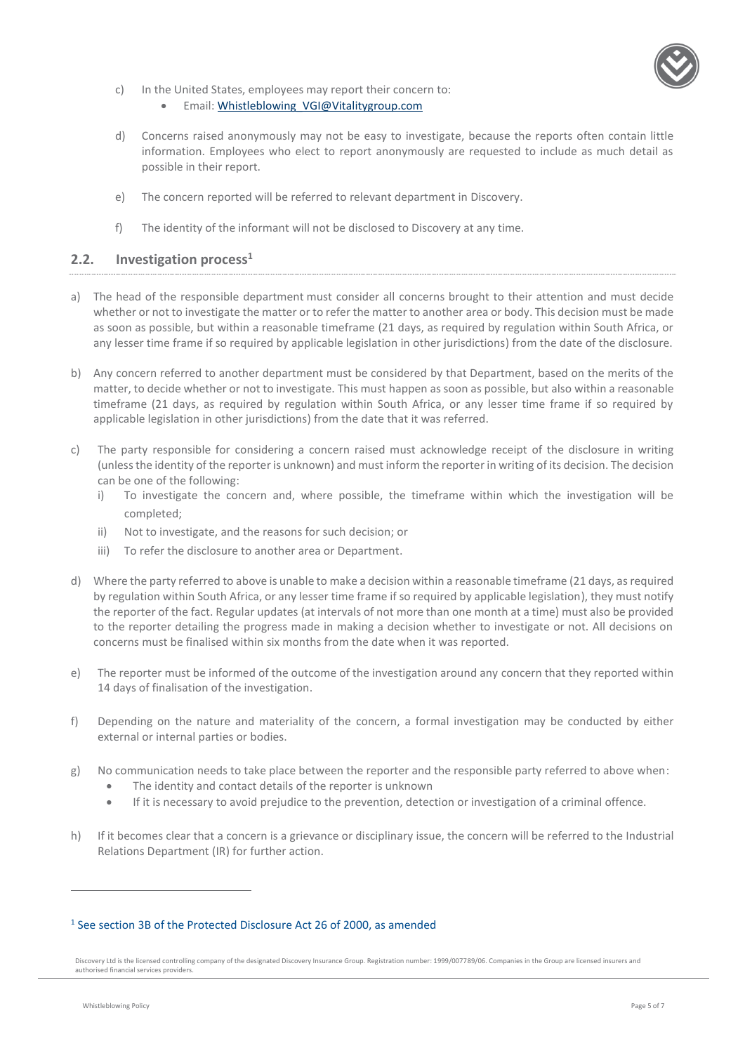c) In the United States, employees may report their concern to:
   - Email: Whistleblowing_VGI@Vitalitygroup.com

d) Concerns raised anonymously may not be easy to investigate, because the reports often contain little information. Employees who elect to report anonymously are requested to include as much detail as possible in their report.

e) The concern reported will be referred to relevant department in Discovery.

f) The identity of the informant will not be disclosed to Discovery at any time.

## 2.2. Investigation process[1]

a) The head of the responsible department must consider all concerns brought to their attention and must decide whether or not to investigate the matter or to refer the matter to another area or body. This decision must be made as soon as possible, but within a reasonable timeframe (21 days, as required by regulation within South Africa, or any lesser time frame if so required by applicable legislation in other jurisdictions) from the date of the disclosure.

b) Any concern referred to another department must be considered by that Department, based on the merits of the matter, to decide whether or not to investigate. This must happen as soon as possible, but also within a reasonable timeframe (21 days, as required by regulation within South Africa, or any lesser time frame if so required by applicable legislation in other jurisdictions) from the date that it was referred.

c) The party responsible for considering a concern raised must acknowledge receipt of the disclosure in writing (unless the identity of the reporter is unknown) and must inform the reporter in writing of its decision. The decision can be one of the following:
   i) To investigate the concern and, where possible, the timeframe within which the investigation will be completed;
   ii) Not to investigate, and the reasons for such decision; or
   iii) To refer the disclosure to another area or Department.

d) Where the party referred to above is unable to make a decision within a reasonable timeframe (21 days, as required by regulation within South Africa, or any lesser time frame if so required by applicable legislation), they must notify the reporter of the fact. Regular updates (at intervals of not more than one month at a time) must also be provided to the reporter detailing the progress made in making a decision whether to investigate or not. All decisions on concerns must be finalised within six months from the date when it was reported.

e) The reporter must be informed of the outcome of the investigation around any concern that they reported within 14 days of finalisation of the investigation.

f) Depending on the nature and materiality of the concern, a formal investigation may be conducted by either external or internal parties or bodies.

g) No communication needs to take place between the reporter and the responsible party referred to above when:
   - The identity and contact details of the reporter is unknown
   - If it is necessary to avoid prejudice to the prevention, detection or investigation of a criminal offence.

h) If it becomes clear that a concern is a grievance or disciplinary issue, the concern will be referred to the Industrial Relations Department (IR) for further action.

---

[1] See section 3B of the Protected Disclosure Act 26 of 2000, as amended

Discovery Ltd is the licensed controlling company of the designated Discovery Insurance Group. Registration number: 1999/007789/06. Companies in the Group are licensed insurers and authorised financial services providers.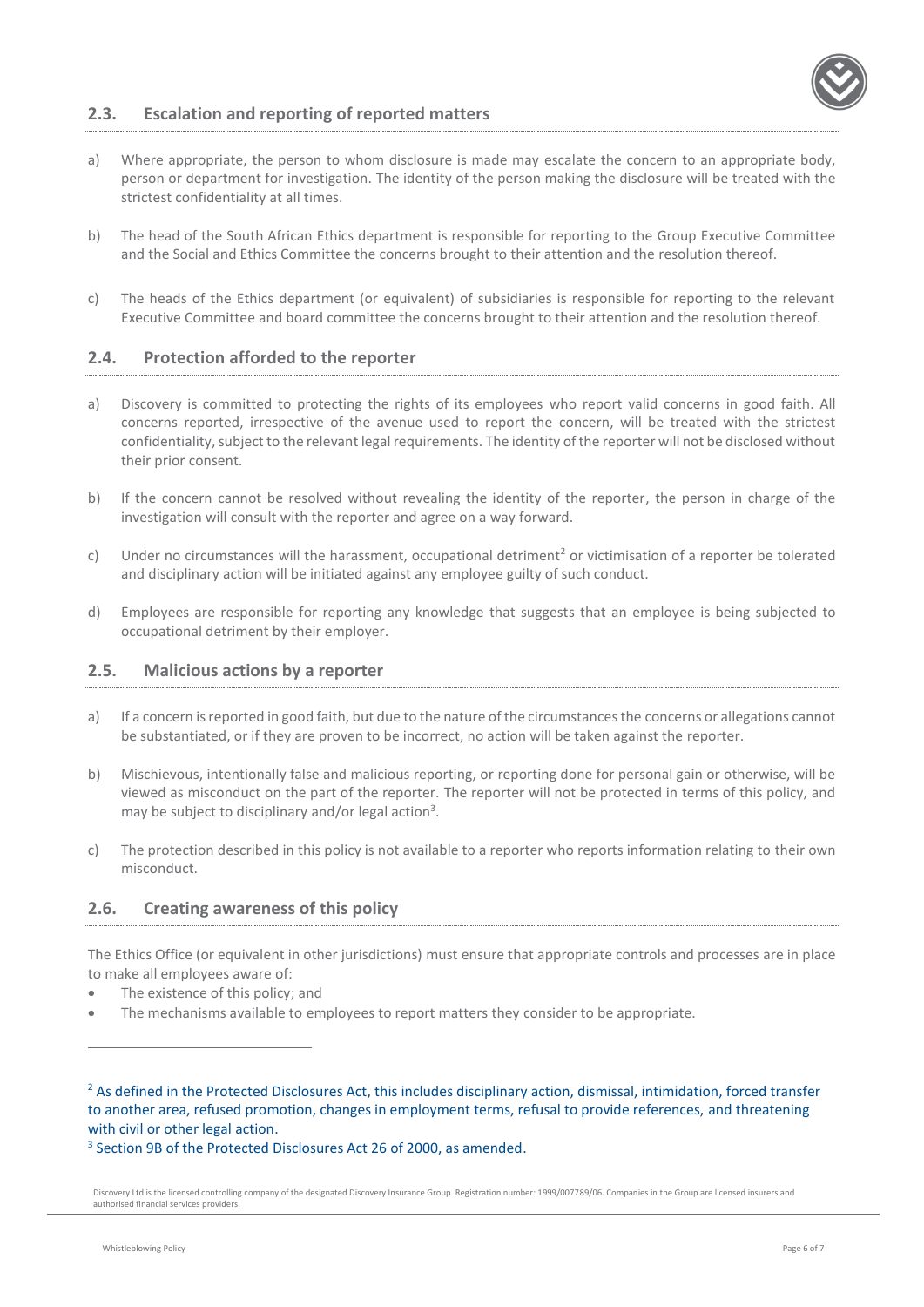## 2.3. Escalation and reporting of reported matters

a) Where appropriate, the person to whom disclosure is made may escalate the concern to an appropriate body, person or department for investigation. The identity of the person making the disclosure will be treated with the strictest confidentiality at all times.

b) The head of the South African Ethics department is responsible for reporting to the Group Executive Committee and the Social and Ethics Committee the concerns brought to their attention and the resolution thereof.

c) The heads of the Ethics department (or equivalent) of subsidiaries is responsible for reporting to the relevant Executive Committee and board committee the concerns brought to their attention and the resolution thereof.

## 2.4. Protection afforded to the reporter

a) Discovery is committed to protecting the rights of its employees who report valid concerns in good faith. All concerns reported, irrespective of the avenue used to report the concern, will be treated with the strictest confidentiality, subject to the relevant legal requirements. The identity of the reporter will not be disclosed without their prior consent.

b) If the concern cannot be resolved without revealing the identity of the reporter, the person in charge of the investigation will consult with the reporter and agree on a way forward.

c) Under no circumstances will the harassment, occupational detriment[2] or victimisation of a reporter be tolerated and disciplinary action will be initiated against any employee guilty of such conduct.

d) Employees are responsible for reporting any knowledge that suggests that an employee is being subjected to occupational detriment by their employer.

## 2.5. Malicious actions by a reporter

a) If a concern is reported in good faith, but due to the nature of the circumstances the concerns or allegations cannot be substantiated, or if they are proven to be incorrect, no action will be taken against the reporter.

b) Mischievous, intentionally false and malicious reporting, or reporting done for personal gain or otherwise, will be viewed as misconduct on the part of the reporter. The reporter will not be protected in terms of this policy, and may be subject to disciplinary and/or legal action[3].

c) The protection described in this policy is not available to a reporter who reports information relating to their own misconduct.

## 2.6. Creating awareness of this policy

The Ethics Office (or equivalent in other jurisdictions) must ensure that appropriate controls and processes are in place to make all employees aware of:

- The existence of this policy; and
- The mechanisms available to employees to report matters they consider to be appropriate.

---

[2] As defined in the Protected Disclosures Act, this includes disciplinary action, dismissal, intimidation, forced transfer to another area, refused promotion, changes in employment terms, refusal to provide references, and threatening with civil or other legal action.

[3] Section 9B of the Protected Disclosures Act 26 of 2000, as amended.

Discovery Ltd is the licensed controlling company of the designated Discovery Insurance Group. Registration number: 1999/007789/06. Companies in the Group are licensed insurers and authorised financial services providers.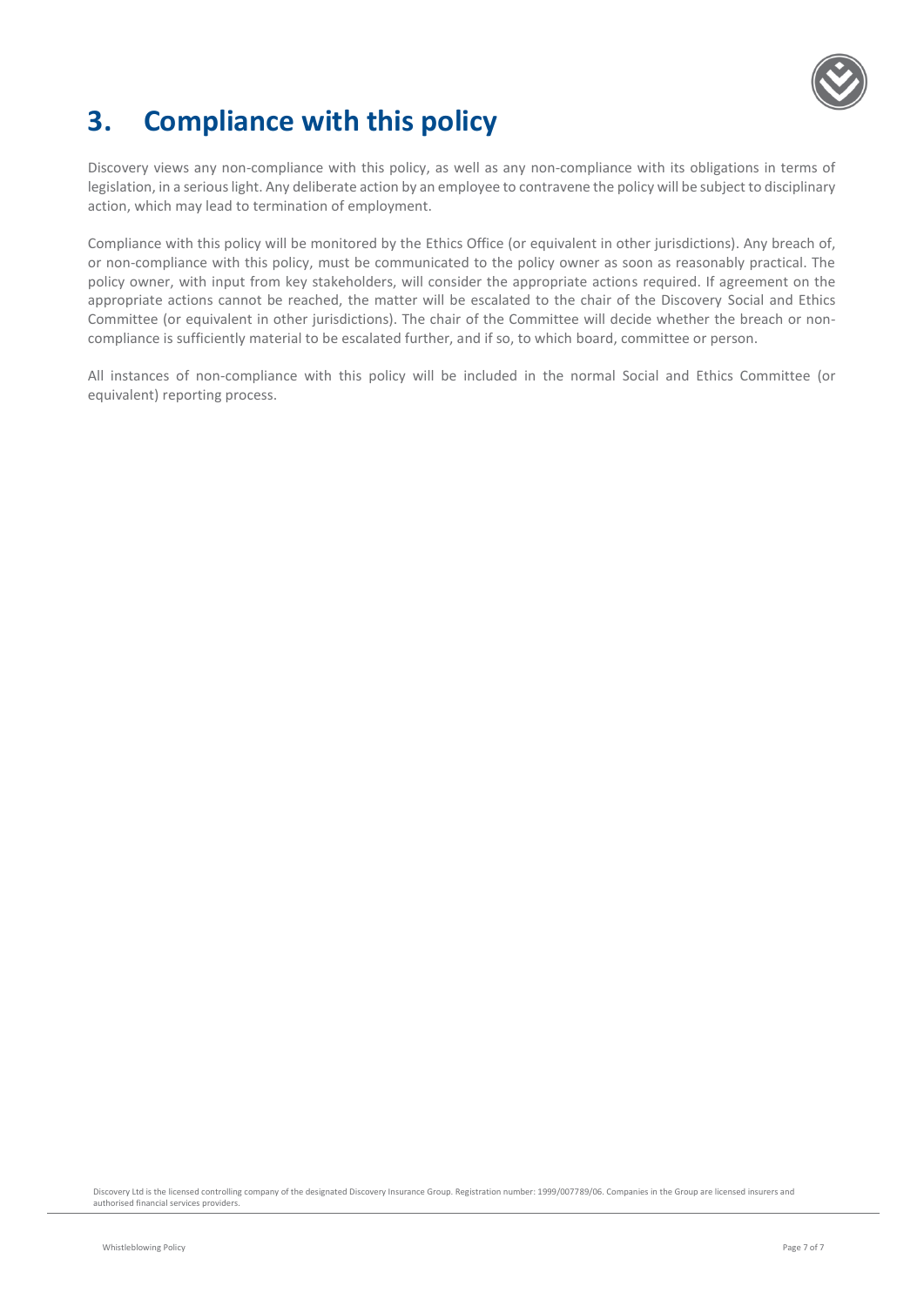# 3. Compliance with this policy

Discovery views any non-compliance with this policy, as well as any non-compliance with its obligations in terms of legislation, in a serious light. Any deliberate action by an employee to contravene the policy will be subject to disciplinary action, which may lead to termination of employment.

Compliance with this policy will be monitored by the Ethics Office (or equivalent in other jurisdictions). Any breach of, or non-compliance with this policy, must be communicated to the policy owner as soon as reasonably practical. The policy owner, with input from key stakeholders, will consider the appropriate actions required. If agreement on the appropriate actions cannot be reached, the matter will be escalated to the chair of the Discovery Social and Ethics Committee (or equivalent in other jurisdictions). The chair of the Committee will decide whether the breach or non-compliance is sufficiently material to be escalated further, and if so, to which board, committee or person.

All instances of non-compliance with this policy will be included in the normal Social and Ethics Committee (or equivalent) reporting process.